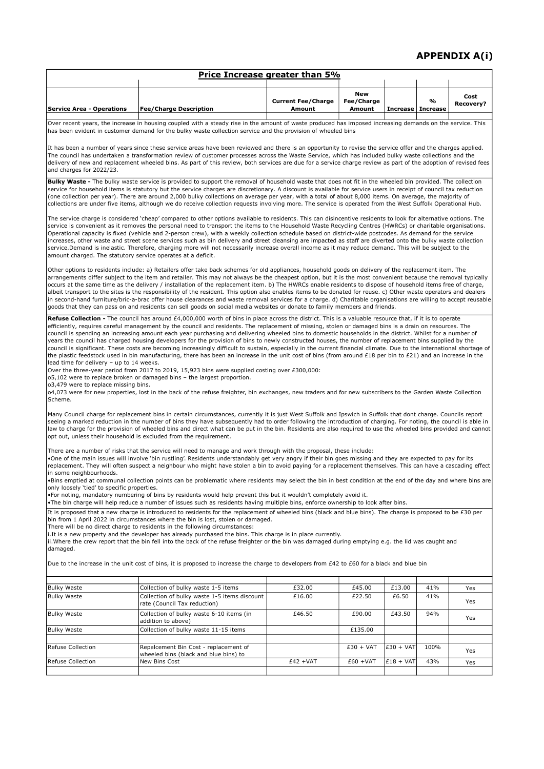# APPENDIX A(i)

## Price Increase greater than 5%

| Service Area - Operations | Fee/Charge Description | Current Fee/Charge Amount | New Fee/Charge Amount | Increase | % Increase | Cost Recovery? |
|---|---|---|---|---|---|---|

Over recent years, the increase in housing coupled with a steady rise in the amount of waste produced has imposed increasing demands on the service. This has been evident in customer demand for the bulky waste collection service and the provision of wheeled bins

It has been a number of years since these service areas have been reviewed and there is an opportunity to revise the service offer and the charges applied. The council has undertaken a transformation review of customer processes across the Waste Service, which has included bulky waste collections and the delivery of new and replacement wheeled bins. As part of this review, both services are due for a service charge review as part of the adoption of revised fees and charges for 2022/23.

**Bulky Waste -** The bulky waste service is provided to support the removal of household waste that does not fit in the wheeled bin provided. The collection service for household items is statutory but the service charges are discretionary. A discount is available for service users in receipt of council tax reduction (one collection per year). There are around 2,000 bulky collections on average per year, with a total of about 8,000 items. On average, the majority of collections are under five items, although we do receive collection requests involving more. The service is operated from the West Suffolk Operational Hub.

The service charge is considered 'cheap' compared to other options available to residents. This can disincentive residents to look for alternative options. The service is convenient as it removes the personal need to transport the items to the Household Waste Recycling Centres (HWRCs) or charitable organisations. Operational capacity is fixed (vehicle and 2-person crew), with a weekly collection schedule based on district-wide postcodes. As demand for the service increases, other waste and street scene services such as bin delivery and street cleansing are impacted as staff are diverted onto the bulky waste collection service.Demand is inelastic. Therefore, charging more will not necessarily increase overall income as it may reduce demand. This will be subject to the amount charged. The statutory service operates at a deficit.

Other options to residents include: a) Retailers offer take back schemes for old appliances, household goods on delivery of the replacement item. The arrangements differ subject to the item and retailer. This may not always be the cheapest option, but it is the most convenient because the removal typically occurs at the same time as the delivery / installation of the replacement item. b) The HWRCs enable residents to dispose of household items free of charge, albeit transport to the sites is the responsibility of the resident. This option also enables items to be donated for reuse. c) Other waste operators and dealers in second-hand furniture/bric-a-brac offer house clearances and waste removal services for a charge. d) Charitable organisations are willing to accept reusable goods that they can pass on and residents can sell goods on social media websites or donate to family members and friends.

**Refuse Collection -** The council has around £4,000,000 worth of bins in place across the district. This is a valuable resource that, if it is to operate efficiently, requires careful management by the council and residents. The replacement of missing, stolen or damaged bins is a drain on resources. The council is spending an increasing amount each year purchasing and delivering wheeled bins to domestic households in the district. Whilst for a number of years the council has charged housing developers for the provision of bins to newly constructed houses, the number of replacement bins supplied by the council is significant. These costs are becoming increasingly difficult to sustain, especially in the current financial climate. Due to the international shortage of the plastic feedstock used in bin manufacturing, there has been an increase in the unit cost of bins (from around £18 per bin to £21) and an increase in the lead time for delivery – up to 14 weeks.
Over the three-year period from 2017 to 2019, 15,923 bins were supplied costing over £300,000:

- 5,102 were to replace broken or damaged bins – the largest proportion.
- 3,479 were to replace missing bins.
- 4,073 were for new properties, lost in the back of the refuse freighter, bin exchanges, new traders and for new subscribers to the Garden Waste Collection Scheme.

Many Council charge for replacement bins in certain circumstances, currently it is just West Suffolk and Ipswich in Suffolk that dont charge. Councils report seeing a marked reduction in the number of bins they have subsequently had to order following the introduction of charging. For noting, the council is able in law to charge for the provision of wheeled bins and direct what can be put in the bin. Residents are also required to use the wheeled bins provided and cannot opt out, unless their household is excluded from the requirement.

There are a number of risks that the service will need to manage and work through with the proposal, these include:

- One of the main issues will involve 'bin rustling'. Residents understandably get very angry if their bin goes missing and they are expected to pay for its replacement. They will often suspect a neighbour who might have stolen a bin to avoid paying for a replacement themselves. This can have a cascading effect in some neighbourhoods.
- Bins emptied at communal collection points can be problematic where residents may select the bin in best condition at the end of the day and where bins are only loosely 'tied' to specific properties.
- For noting, mandatory numbering of bins by residents would help prevent this but it wouldn't completely avoid it.
- The bin charge will help reduce a number of issues such as residents having multiple bins, enforce ownership to look after bins.

It is proposed that a new charge is introduced to residents for the replacement of wheeled bins (black and blue bins). The charge is proposed to be £30 per bin from 1 April 2022 in circumstances where the bin is lost, stolen or damaged.
There will be no direct charge to residents in the following circumstances:
i.It is a new property and the developer has already purchased the bins. This charge is in place currently.
ii.Where the crew report that the bin fell into the back of the refuse freighter or the bin was damaged during emptying e.g. the lid was caught and damaged.

Due to the increase in the unit cost of bins, it is proposed to increase the charge to developers from £42 to £60 for a black and blue bin

| Service Area - Operations | Fee/Charge Description | Current Fee/Charge Amount | New Fee/Charge Amount | Increase | % Increase | Cost Recovery? |
|---|---|---|---|---|---|---|
| Bulky Waste | Collection of bulky waste 1-5 items | £32.00 | £45.00 | £13.00 | 41% | Yes |
| Bulky Waste | Collection of bulky waste 1-5 items discount rate (Council Tax reduction) | £16.00 | £22.50 | £6.50 | 41% | Yes |
| Bulky Waste | Collection of bulky waste 6-10 items (in addition to above) | £46.50 | £90.00 | £43.50 | 94% | Yes |
| Bulky Waste | Collection of bulky waste 11-15 items | | £135.00 | | | |
| | | | | | | |
| Refuse Collection | Repalcement Bin Cost - replacement of wheeled bins (black and blue bins) to | | £30 + VAT | £30 + VAT | 100% | Yes |
| Refuse Collection | New Bins Cost | £42 +VAT | £60 +VAT | £18 + VAT | 43% | Yes |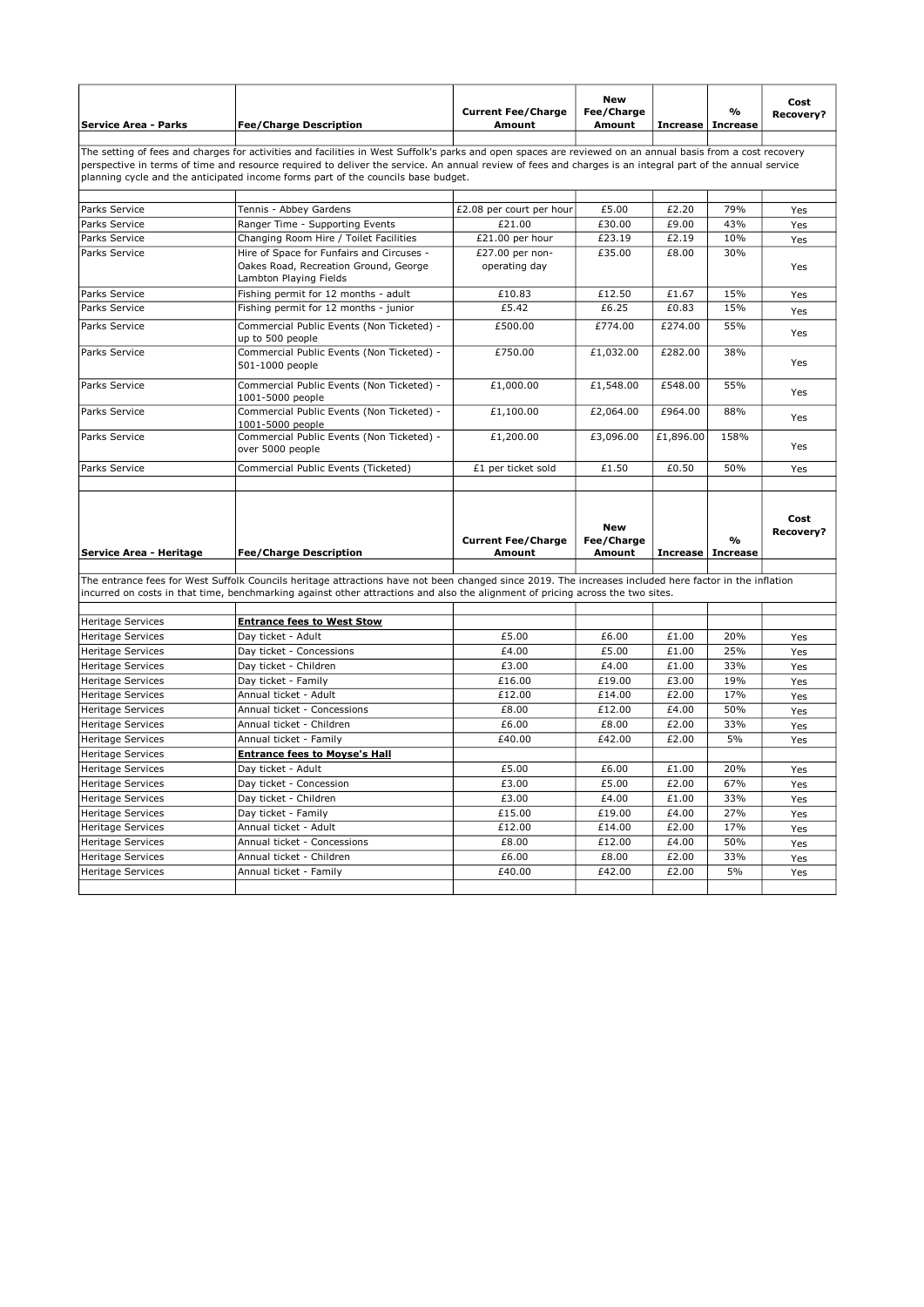| Service Area - Parks | Fee/Charge Description | Current Fee/Charge Amount | New Fee/Charge Amount | Increase | % Increase | Cost Recovery? |
|---|---|---|---|---|---|---|
| The setting of fees and charges for activities and facilities in West Suffolk's parks and open spaces are reviewed on an annual basis from a cost recovery perspective in terms of time and resource required to deliver the service. An annual review of fees and charges is an integral part of the annual service planning cycle and the anticipated income forms part of the councils base budget. | | | | | | |
| Parks Service | Tennis - Abbey Gardens | £2.08 per court per hour | £5.00 | £2.20 | 79% | Yes |
| Parks Service | Ranger Time - Supporting Events | £21.00 | £30.00 | £9.00 | 43% | Yes |
| Parks Service | Changing Room Hire / Toilet Facilities | £21.00 per hour | £23.19 | £2.19 | 10% | Yes |
| Parks Service | Hire of Space for Funfairs and Circuses - Oakes Road, Recreation Ground, George Lambton Playing Fields | £27.00 per non-operating day | £35.00 | £8.00 | 30% | Yes |
| Parks Service | Fishing permit for 12 months - adult | £10.83 | £12.50 | £1.67 | 15% | Yes |
| Parks Service | Fishing permit for 12 months - junior | £5.42 | £6.25 | £0.83 | 15% | Yes |
| Parks Service | Commercial Public Events (Non Ticketed) - up to 500 people | £500.00 | £774.00 | £274.00 | 55% | Yes |
| Parks Service | Commercial Public Events (Non Ticketed) - 501-1000 people | £750.00 | £1,032.00 | £282.00 | 38% | Yes |
| Parks Service | Commercial Public Events (Non Ticketed) - 1001-5000 people | £1,000.00 | £1,548.00 | £548.00 | 55% | Yes |
| Parks Service | Commercial Public Events (Non Ticketed) - 1001-5000 people | £1,100.00 | £2,064.00 | £964.00 | 88% | Yes |
| Parks Service | Commercial Public Events (Non Ticketed) - over 5000 people | £1,200.00 | £3,096.00 | £1,896.00 | 158% | Yes |
| Parks Service | Commercial Public Events (Ticketed) | £1 per ticket sold | £1.50 | £0.50 | 50% | Yes |

| Service Area - Heritage | Fee/Charge Description | Current Fee/Charge Amount | New Fee/Charge Amount | Increase | % Increase | Cost Recovery? |
|---|---|---|---|---|---|---|
| The entrance fees for West Suffolk Councils heritage attractions have not been changed since 2019. The increases included here factor in the inflation incurred on costs in that time, benchmarking against other attractions and also the alignment of pricing across the two sites. | | | | | | |
| Heritage Services | **Entrance fees to West Stow** | | | | | |
| Heritage Services | Day ticket - Adult | £5.00 | £6.00 | £1.00 | 20% | Yes |
| Heritage Services | Day ticket - Concessions | £4.00 | £5.00 | £1.00 | 25% | Yes |
| Heritage Services | Day ticket - Children | £3.00 | £4.00 | £1.00 | 33% | Yes |
| Heritage Services | Day ticket - Family | £16.00 | £19.00 | £3.00 | 19% | Yes |
| Heritage Services | Annual ticket - Adult | £12.00 | £14.00 | £2.00 | 17% | Yes |
| Heritage Services | Annual ticket - Concessions | £8.00 | £12.00 | £4.00 | 50% | Yes |
| Heritage Services | Annual ticket - Children | £6.00 | £8.00 | £2.00 | 33% | Yes |
| Heritage Services | Annual ticket - Family | £40.00 | £42.00 | £2.00 | 5% | Yes |
| Heritage Services | **Entrance fees to Moyse's Hall** | | | | | |
| Heritage Services | Day ticket - Adult | £5.00 | £6.00 | £1.00 | 20% | Yes |
| Heritage Services | Day ticket - Concession | £3.00 | £5.00 | £2.00 | 67% | Yes |
| Heritage Services | Day ticket - Children | £3.00 | £4.00 | £1.00 | 33% | Yes |
| Heritage Services | Day ticket - Family | £15.00 | £19.00 | £4.00 | 27% | Yes |
| Heritage Services | Annual ticket - Adult | £12.00 | £14.00 | £2.00 | 17% | Yes |
| Heritage Services | Annual ticket - Concessions | £8.00 | £12.00 | £4.00 | 50% | Yes |
| Heritage Services | Annual ticket - Children | £6.00 | £8.00 | £2.00 | 33% | Yes |
| Heritage Services | Annual ticket - Family | £40.00 | £42.00 | £2.00 | 5% | Yes |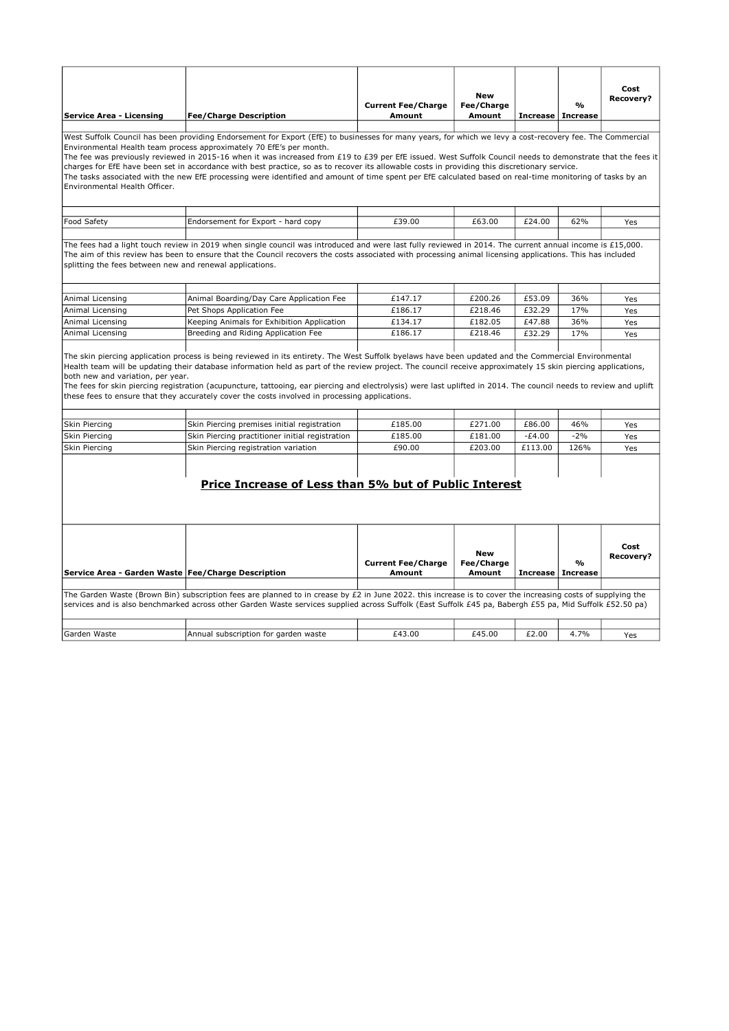| Service Area - Licensing | Fee/Charge Description | Current Fee/Charge Amount | New Fee/Charge Amount | Increase | % Increase | Cost Recovery? |
|---|---|---|---|---|---|---|

West Suffolk Council has been providing Endorsement for Export (EfE) to businesses for many years, for which we levy a cost-recovery fee. The Commercial Environmental Health team process approximately 70 EfE's per month.
The fee was previously reviewed in 2015-16 when it was increased from £19 to £39 per EfE issued. West Suffolk Council needs to demonstrate that the fees it charges for EfE have been set in accordance with best practice, so as to recover its allowable costs in providing this discretionary service.
The tasks associated with the new EfE processing were identified and amount of time spent per EfE calculated based on real-time monitoring of tasks by an Environmental Health Officer.

| | | | | | | |
|---|---|---|---|---|---|---|
| Food Safety | Endorsement for Export - hard copy | £39.00 | £63.00 | £24.00 | 62% | Yes |

The fees had a light touch review in 2019 when single council was introduced and were last fully reviewed in 2014. The current annual income is £15,000. The aim of this review has been to ensure that the Council recovers the costs associated with processing animal licensing applications. This has included splitting the fees between new and renewal applications.

| | | | | | | |
|---|---|---|---|---|---|---|
| Animal Licensing | Animal Boarding/Day Care Application Fee | £147.17 | £200.26 | £53.09 | 36% | Yes |
| Animal Licensing | Pet Shops Application Fee | £186.17 | £218.46 | £32.29 | 17% | Yes |
| Animal Licensing | Keeping Animals for Exhibition Application | £134.17 | £182.05 | £47.88 | 36% | Yes |
| Animal Licensing | Breeding and Riding Application Fee | £186.17 | £218.46 | £32.29 | 17% | Yes |

The skin piercing application process is being reviewed in its entirety. The West Suffolk byelaws have been updated and the Commercial Environmental Health team will be updating their database information held as part of the review project. The council receive approximately 15 skin piercing applications, both new and variation, per year.
The fees for skin piercing registration (acupuncture, tattooing, ear piercing and electrolysis) were last uplifted in 2014. The council needs to review and uplift these fees to ensure that they accurately cover the costs involved in processing applications.

| | | | | | | |
|---|---|---|---|---|---|---|
| Skin Piercing | Skin Piercing premises initial registration | £185.00 | £271.00 | £86.00 | 46% | Yes |
| Skin Piercing | Skin Piercing practitioner initial registration | £185.00 | £181.00 | -£4.00 | -2% | Yes |
| Skin Piercing | Skin Piercing registration variation | £90.00 | £203.00 | £113.00 | 126% | Yes |

## Price Increase of Less than 5% but of Public Interest

| Service Area - Garden Waste | Fee/Charge Description | Current Fee/Charge Amount | New Fee/Charge Amount | Increase | % Increase | Cost Recovery? |
|---|---|---|---|---|---|---|

The Garden Waste (Brown Bin) subscription fees are planned to in crease by £2 in June 2022. this increase is to cover the increasing costs of supplying the services and is also benchmarked across other Garden Waste services supplied across Suffolk (East Suffolk £45 pa, Babergh £55 pa, Mid Suffolk £52.50 pa)

| | | | | | | |
|---|---|---|---|---|---|---|
| Garden Waste | Annual subscription for garden waste | £43.00 | £45.00 | £2.00 | 4.7% | Yes |